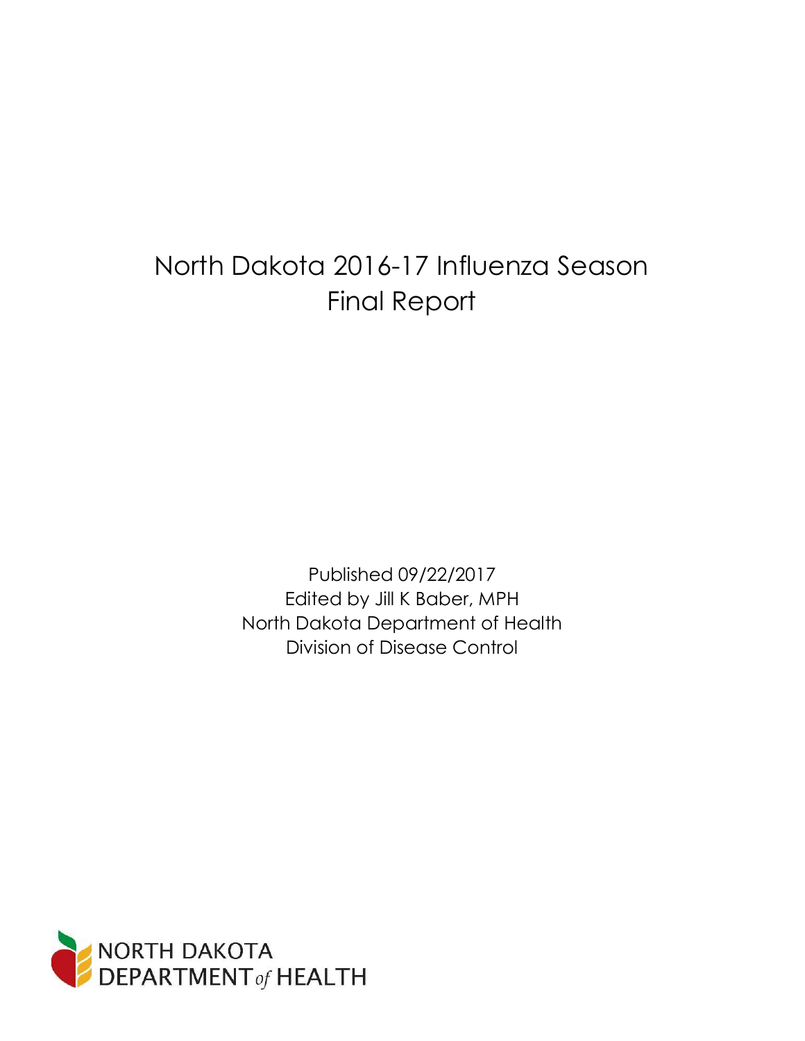# North Dakota 2016-17 Influenza Season Final Report

Published 09/22/2017
Edited by Jill K Baber, MPH
North Dakota Department of Health
Division of Disease Control

NORTH DAKOTA DEPARTMENT *of* HEALTH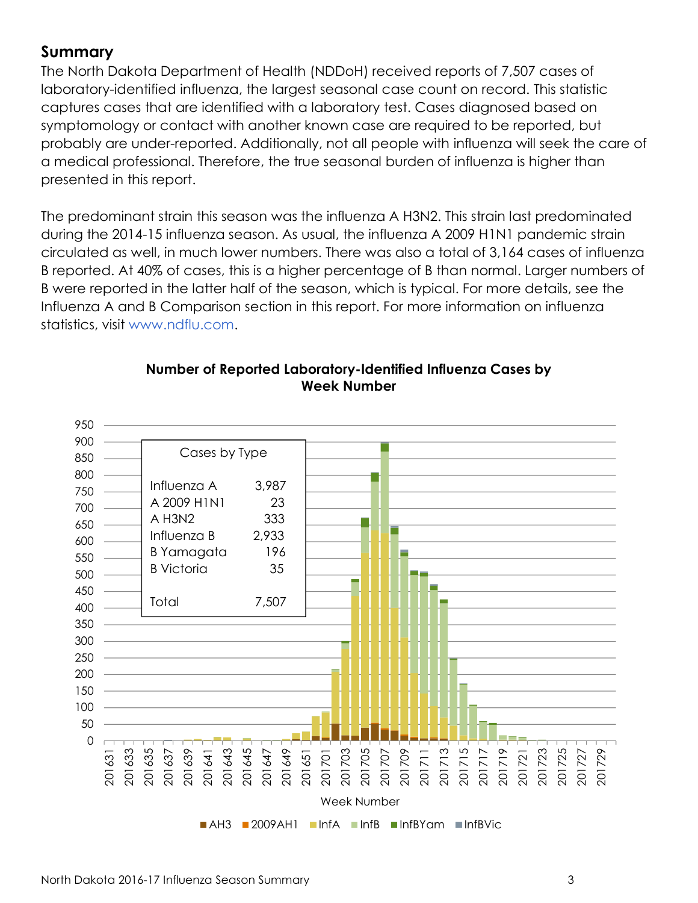## Summary

The North Dakota Department of Health (NDDoH) received reports of 7,507 cases of laboratory-identified influenza, the largest seasonal case count on record. This statistic captures cases that are identified with a laboratory test. Cases diagnosed based on symptomology or contact with another known case are required to be reported, but probably are under-reported. Additionally, not all people with influenza will seek the care of a medical professional. Therefore, the true seasonal burden of influenza is higher than presented in this report.

The predominant strain this season was the influenza A H3N2. This strain last predominated during the 2014-15 influenza season. As usual, the influenza A 2009 H1N1 pandemic strain circulated as well, in much lower numbers. There was also a total of 3,164 cases of influenza B reported. At 40% of cases, this is a higher percentage of B than normal. Larger numbers of B were reported in the latter half of the season, which is typical. For more details, see the Influenza A and B Comparison section in this report. For more information on influenza statistics, visit www.ndflu.com.

**Number of Reported Laboratory-Identified Influenza Cases by Week Number**

| Cases by Type | |
|---|---|
| Influenza A | 3,987 |
| A 2009 H1N1 | 23 |
| A H3N2 | 333 |
| Influenza B | 2,933 |
| B Yamagata | 196 |
| B Victoria | 35 |
| Total | 7,507 |

Week Number

AH3 | 2009AH1 | InfA | InfB | InfBYam | InfBVic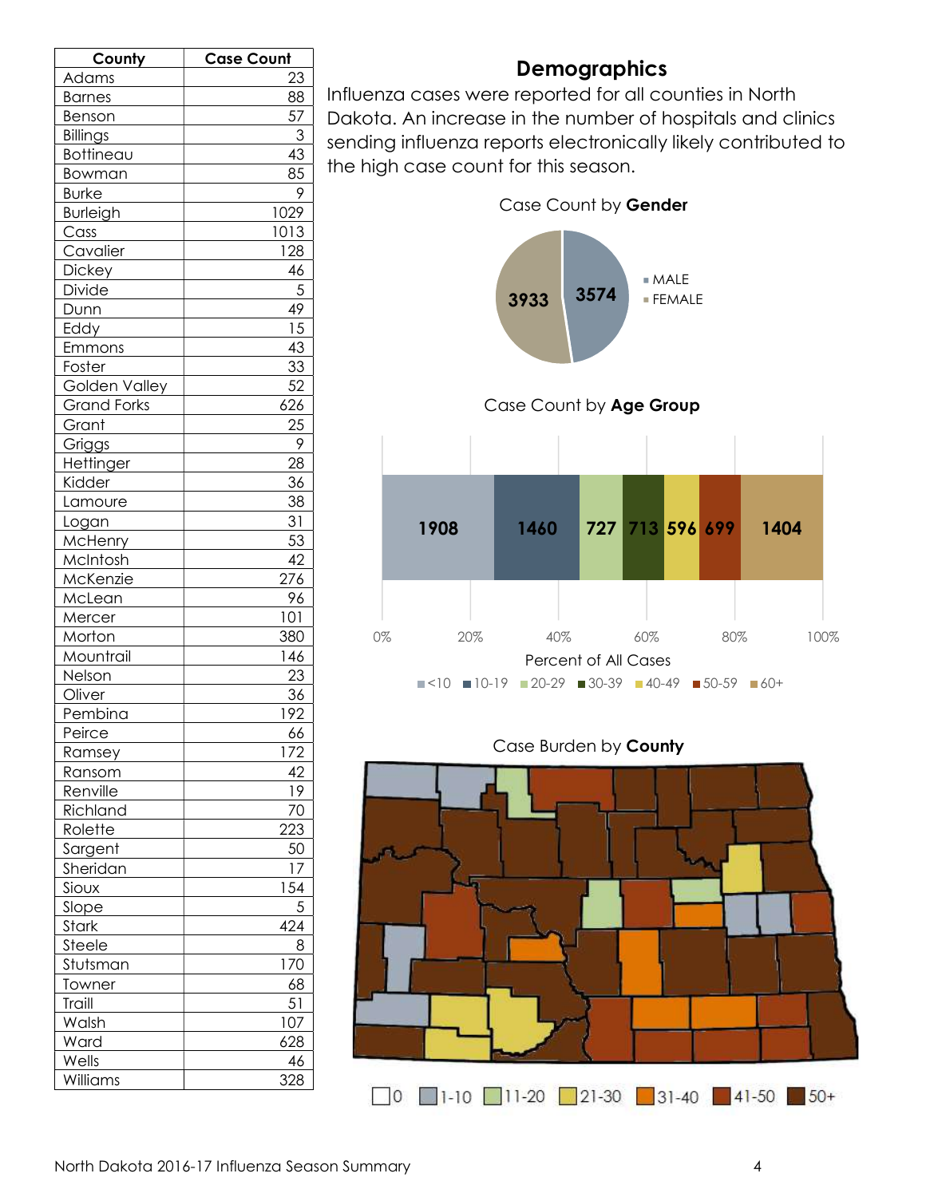| County | Case Count |
|---|---|
| Adams | 23 |
| Barnes | 88 |
| Benson | 57 |
| Billings | 3 |
| Bottineau | 43 |
| Bowman | 85 |
| Burke | 9 |
| Burleigh | 1029 |
| Cass | 1013 |
| Cavalier | 128 |
| Dickey | 46 |
| Divide | 5 |
| Dunn | 49 |
| Eddy | 15 |
| Emmons | 43 |
| Foster | 33 |
| Golden Valley | 52 |
| Grand Forks | 626 |
| Grant | 25 |
| Griggs | 9 |
| Hettinger | 28 |
| Kidder | 36 |
| Lamoure | 38 |
| Logan | 31 |
| McHenry | 53 |
| McIntosh | 42 |
| McKenzie | 276 |
| McLean | 96 |
| Mercer | 101 |
| Morton | 380 |
| Mountrail | 146 |
| Nelson | 23 |
| Oliver | 36 |
| Pembina | 192 |
| Peirce | 66 |
| Ramsey | 172 |
| Ransom | 42 |
| Renville | 19 |
| Richland | 70 |
| Rolette | 223 |
| Sargent | 50 |
| Sheridan | 17 |
| Sioux | 154 |
| Slope | 5 |
| Stark | 424 |
| Steele | 8 |
| Stutsman | 170 |
| Towner | 68 |
| Traill | 51 |
| Walsh | 107 |
| Ward | 628 |
| Wells | 46 |
| Williams | 328 |

## Demographics

Influenza cases were reported for all counties in North Dakota. An increase in the number of hospitals and clinics sending influenza reports electronically likely contributed to the high case count for this season.

Case Count by **Gender**

| Gender | Case Count |
|---|---|
| MALE | 3574 |
| FEMALE | 3933 |

Case Count by **Age Group**

| Age Group | Case Count |
|---|---|
| <10 | 1908 |
| 10-19 | 1460 |
| 20-29 | 727 |
| 30-39 | 713 |
| 40-49 | 596 |
| 50-59 | 699 |
| 60+ | 1404 |

Percent of All Cases

Case Burden by **County**

Legend: 0, 1-10, 11-20, 21-30, 31-40, 41-50, 50+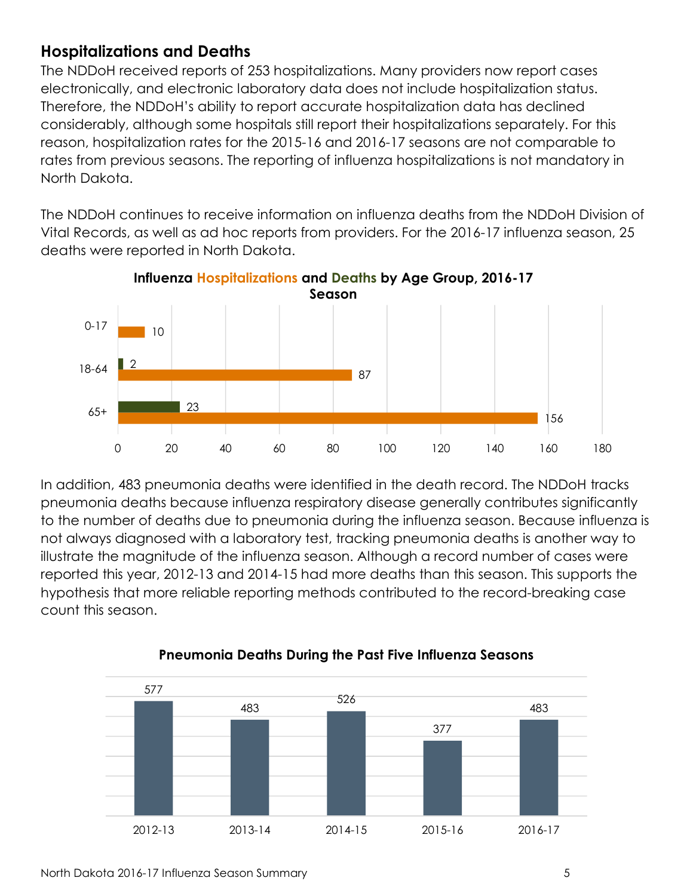## Hospitalizations and Deaths

The NDDoH received reports of 253 hospitalizations. Many providers now report cases electronically, and electronic laboratory data does not include hospitalization status. Therefore, the NDDoH's ability to report accurate hospitalization data has declined considerably, although some hospitals still report their hospitalizations separately. For this reason, hospitalization rates for the 2015-16 and 2016-17 seasons are not comparable to rates from previous seasons. The reporting of influenza hospitalizations is not mandatory in North Dakota.

The NDDoH continues to receive information on influenza deaths from the NDDoH Division of Vital Records, as well as ad hoc reports from providers. For the 2016-17 influenza season, 25 deaths were reported in North Dakota.

**Influenza Hospitalizations and Deaths by Age Group, 2016-17 Season**

| Age Group | Hospitalizations | Deaths |
|---|---|---|
| 0-17 | 10 | |
| 18-64 | 87 | 2 |
| 65+ | 156 | 23 |

In addition, 483 pneumonia deaths were identified in the death record. The NDDoH tracks pneumonia deaths because influenza respiratory disease generally contributes significantly to the number of deaths due to pneumonia during the influenza season. Because influenza is not always diagnosed with a laboratory test, tracking pneumonia deaths is another way to illustrate the magnitude of the influenza season. Although a record number of cases were reported this year, 2012-13 and 2014-15 had more deaths than this season. This supports the hypothesis that more reliable reporting methods contributed to the record-breaking case count this season.

**Pneumonia Deaths During the Past Five Influenza Seasons**

| Season | Pneumonia Deaths |
|---|---|
| 2012-13 | 577 |
| 2013-14 | 483 |
| 2014-15 | 526 |
| 2015-16 | 377 |
| 2016-17 | 483 |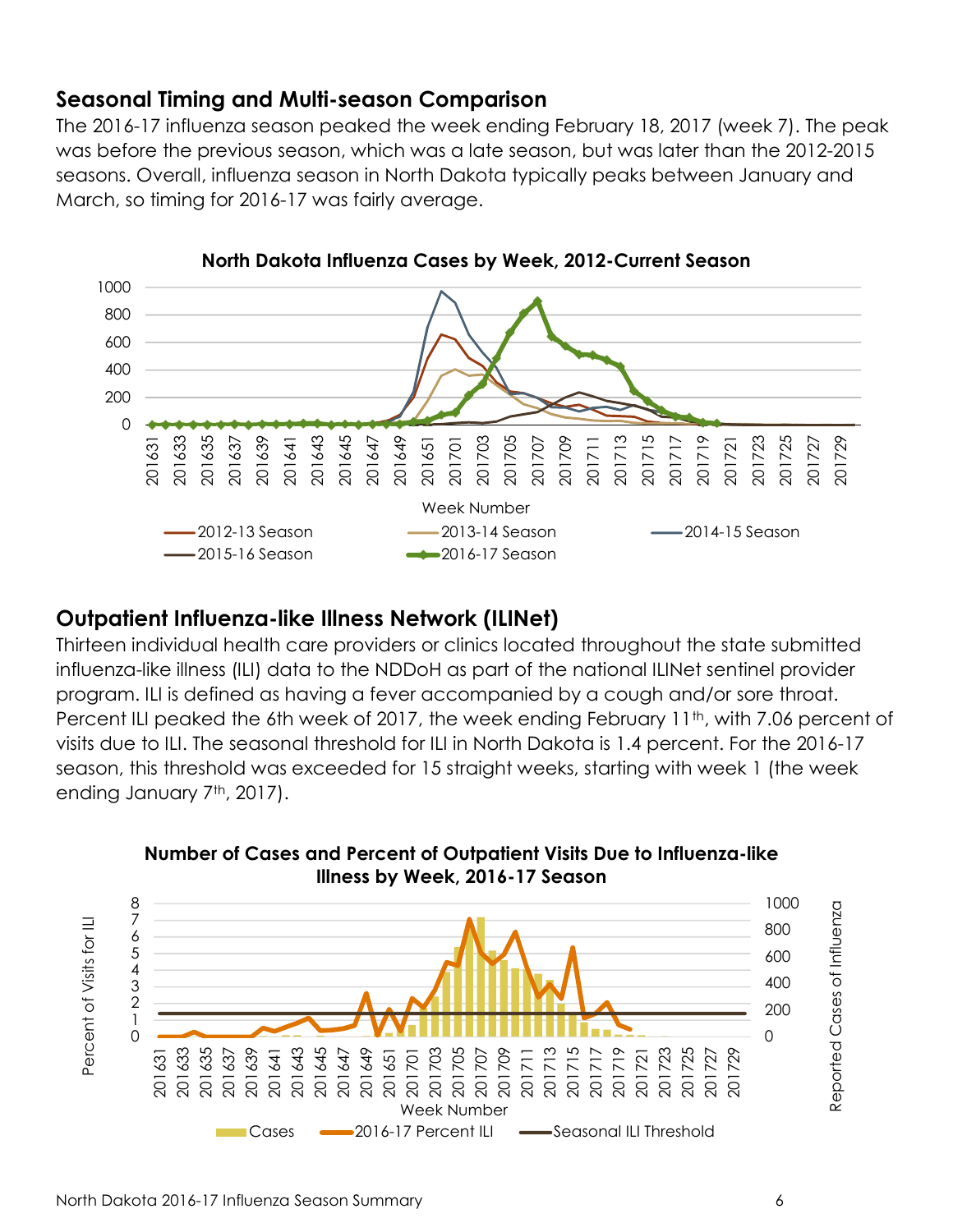## Seasonal Timing and Multi-season Comparison

The 2016-17 influenza season peaked the week ending February 18, 2017 (week 7). The peak was before the previous season, which was a late season, but was later than the 2012-2015 seasons. Overall, influenza season in North Dakota typically peaks between January and March, so timing for 2016-17 was fairly average.

**North Dakota Influenza Cases by Week, 2012-Current Season**

## Outpatient Influenza-like Illness Network (ILINet)

Thirteen individual health care providers or clinics located throughout the state submitted influenza-like illness (ILI) data to the NDDoH as part of the national ILINet sentinel provider program. ILI is defined as having a fever accompanied by a cough and/or sore throat. Percent ILI peaked the 6th week of 2017, the week ending February 11th, with 7.06 percent of visits due to ILI. The seasonal threshold for ILI in North Dakota is 1.4 percent. For the 2016-17 season, this threshold was exceeded for 15 straight weeks, starting with week 1 (the week ending January 7th, 2017).

**Number of Cases and Percent of Outpatient Visits Due to Influenza-like Illness by Week, 2016-17 Season**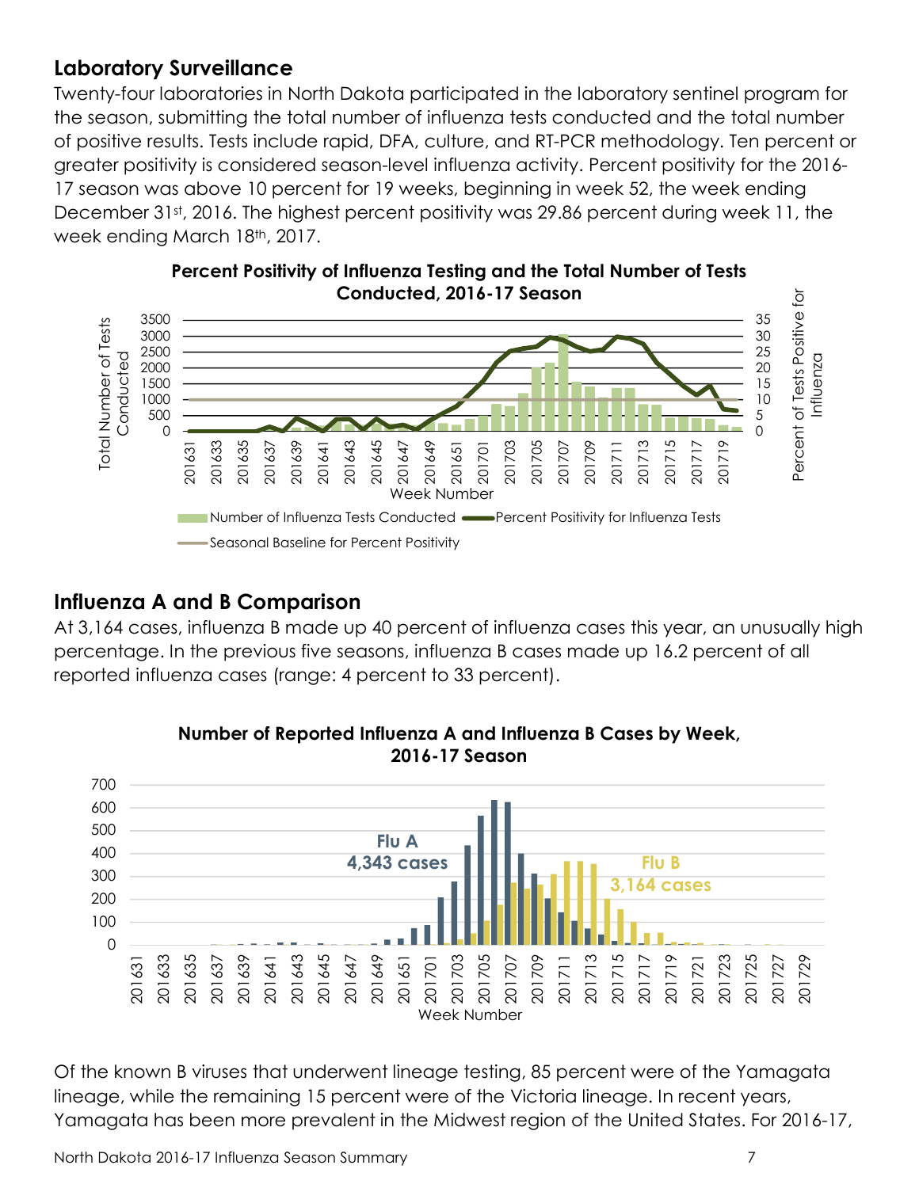## Laboratory Surveillance

Twenty-four laboratories in North Dakota participated in the laboratory sentinel program for the season, submitting the total number of influenza tests conducted and the total number of positive results. Tests include rapid, DFA, culture, and RT-PCR methodology. Ten percent or greater positivity is considered season-level influenza activity. Percent positivity for the 2016-17 season was above 10 percent for 19 weeks, beginning in week 52, the week ending December 31st, 2016. The highest percent positivity was 29.86 percent during week 11, the week ending March 18th, 2017.

**Percent Positivity of Influenza Testing and the Total Number of Tests Conducted, 2016-17 Season**

## Influenza A and B Comparison

At 3,164 cases, influenza B made up 40 percent of influenza cases this year, an unusually high percentage. In the previous five seasons, influenza B cases made up 16.2 percent of all reported influenza cases (range: 4 percent to 33 percent).

**Number of Reported Influenza A and Influenza B Cases by Week, 2016-17 Season**

Flu A 4,343 cases

Flu B 3,164 cases

Of the known B viruses that underwent lineage testing, 85 percent were of the Yamagata lineage, while the remaining 15 percent were of the Victoria lineage. In recent years, Yamagata has been more prevalent in the Midwest region of the United States. For 2016-17,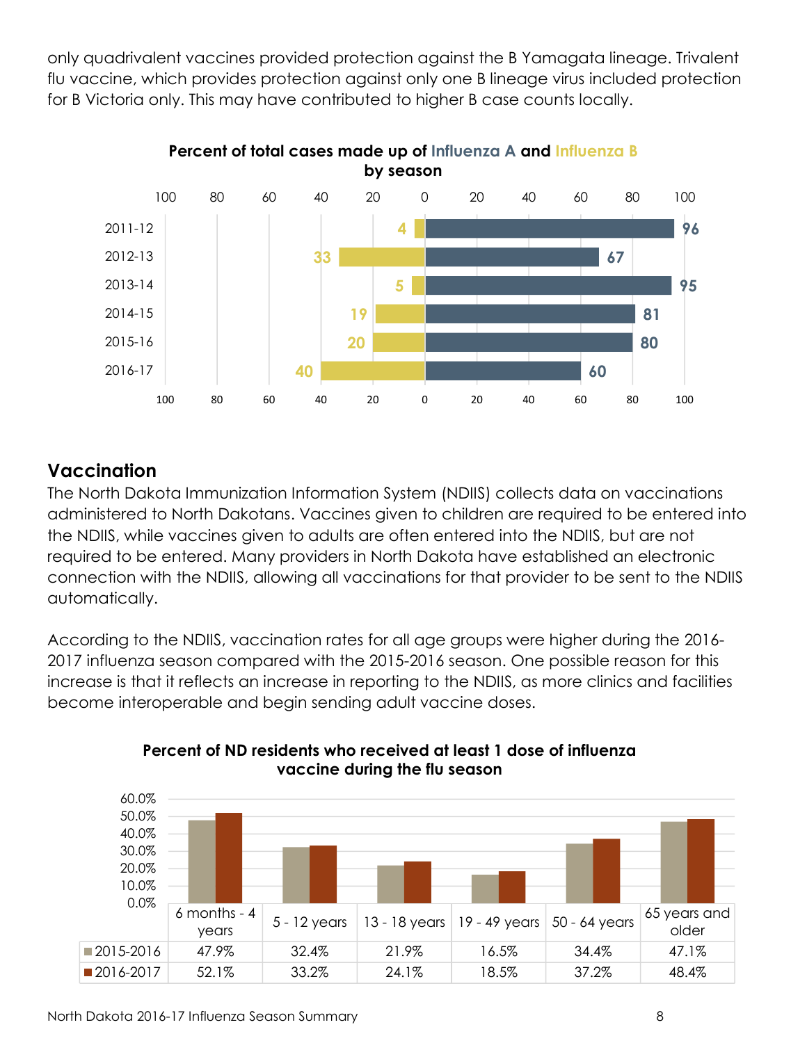only quadrivalent vaccines provided protection against the B Yamagata lineage. Trivalent flu vaccine, which provides protection against only one B lineage virus included protection for B Victoria only. This may have contributed to higher B case counts locally.

**Percent of total cases made up of Influenza A and Influenza B by season**

100 80 60 40 20 0 20 40 60 80 100

2011-12 4 96

2012-13 33 67

2013-14 5 95

2014-15 19 81

2015-16 20 80

2016-17 40 60

100 80 60 40 20 0 20 40 60 80 100

## Vaccination

The North Dakota Immunization Information System (NDIIS) collects data on vaccinations administered to North Dakotans. Vaccines given to children are required to be entered into the NDIIS, while vaccines given to adults are often entered into the NDIIS, but are not required to be entered. Many providers in North Dakota have established an electronic connection with the NDIIS, allowing all vaccinations for that provider to be sent to the NDIIS automatically.

According to the NDIIS, vaccination rates for all age groups were higher during the 2016-2017 influenza season compared with the 2015-2016 season. One possible reason for this increase is that it reflects an increase in reporting to the NDIIS, as more clinics and facilities become interoperable and begin sending adult vaccine doses.

**Percent of ND residents who received at least 1 dose of influenza vaccine during the flu season**

60.0% 50.0% 40.0% 30.0% 20.0% 10.0% 0.0%

| | 6 months - 4 years | 5 - 12 years | 13 - 18 years | 19 - 49 years | 50 - 64 years | 65 years and older |
|---|---|---|---|---|---|---|
| 2015-2016 | 47.9% | 32.4% | 21.9% | 16.5% | 34.4% | 47.1% |
| 2016-2017 | 52.1% | 33.2% | 24.1% | 18.5% | 37.2% | 48.4% |